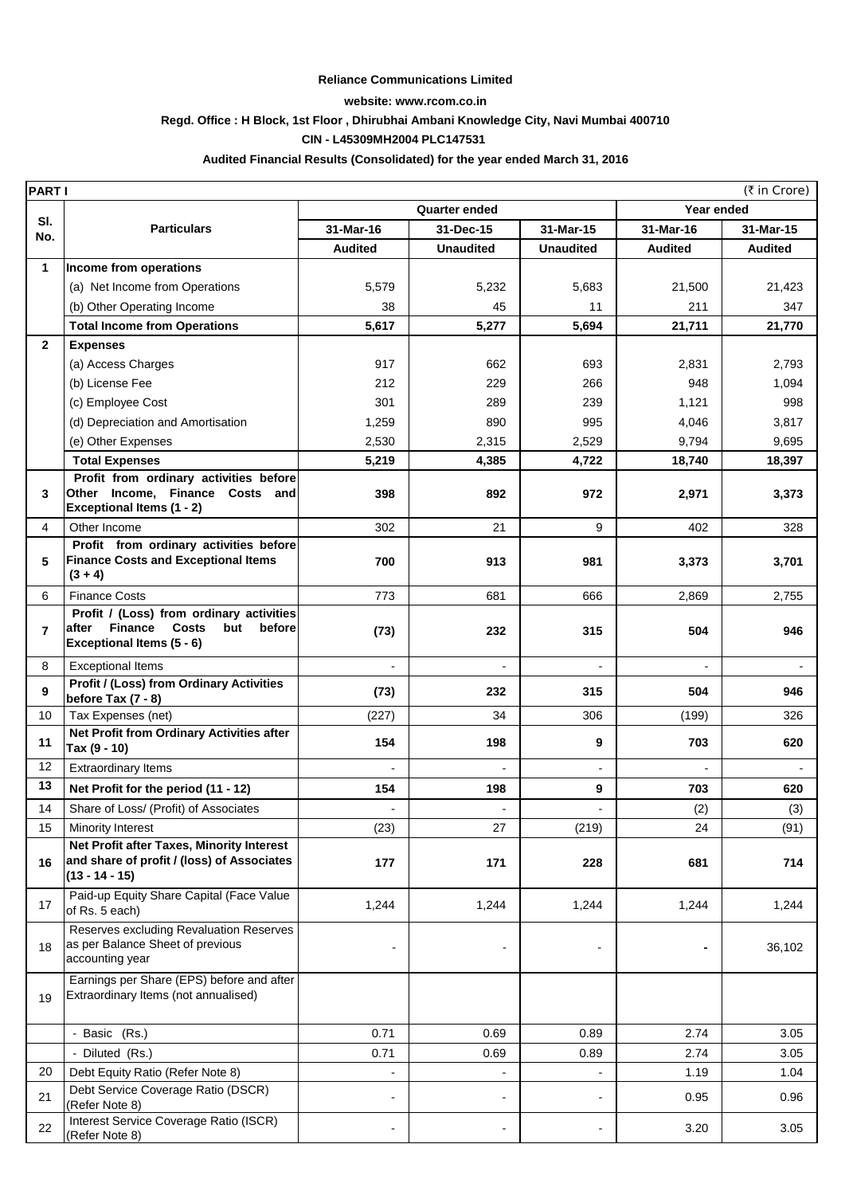**Reliance Communications Limited**

**website: www.rcom.co.in**

**Regd. Office : H Block, 1st Floor , Dhirubhai Ambani Knowledge City, Navi Mumbai 400710**

**CIN - L45309MH2004 PLC147531**

**Audited Financial Results (Consolidated) for the year ended March 31, 2016**

| **PART I** | | | | | | (₹ in Crore) |
|---|---|---|---|---|---|---|
| **Sl. No.** | **Particulars** | **Quarter ended** | | | **Year ended** | |
| | | **31-Mar-16** | **31-Dec-15** | **31-Mar-15** | **31-Mar-16** | **31-Mar-15** |
| | | **Audited** | **Unaudited** | **Unaudited** | **Audited** | **Audited** |
| **1** | **Income from operations** | | | | | |
| | (a) Net Income from Operations | 5,579 | 5,232 | 5,683 | 21,500 | 21,423 |
| | (b) Other Operating Income | 38 | 45 | 11 | 211 | 347 |
| | **Total Income from Operations** | **5,617** | **5,277** | **5,694** | **21,711** | **21,770** |
| **2** | **Expenses** | | | | | |
| | (a) Access Charges | 917 | 662 | 693 | 2,831 | 2,793 |
| | (b) License Fee | 212 | 229 | 266 | 948 | 1,094 |
| | (c) Employee Cost | 301 | 289 | 239 | 1,121 | 998 |
| | (d) Depreciation and Amortisation | 1,259 | 890 | 995 | 4,046 | 3,817 |
| | (e) Other Expenses | 2,530 | 2,315 | 2,529 | 9,794 | 9,695 |
| | **Total Expenses** | **5,219** | **4,385** | **4,722** | **18,740** | **18,397** |
| **3** | **Profit from ordinary activities before Other Income, Finance Costs and Exceptional Items (1 - 2)** | **398** | **892** | **972** | **2,971** | **3,373** |
| 4 | Other Income | 302 | 21 | 9 | 402 | 328 |
| **5** | **Profit from ordinary activities before Finance Costs and Exceptional Items (3 + 4)** | **700** | **913** | **981** | **3,373** | **3,701** |
| 6 | Finance Costs | 773 | 681 | 666 | 2,869 | 2,755 |
| **7** | **Profit / (Loss) from ordinary activities after Finance Costs but before Exceptional Items (5 - 6)** | **(73)** | **232** | **315** | **504** | **946** |
| 8 | Exceptional Items | - | - | - | - | - |
| **9** | **Profit / (Loss) from Ordinary Activities before Tax (7 - 8)** | **(73)** | **232** | **315** | **504** | **946** |
| 10 | Tax Expenses (net) | (227) | 34 | 306 | (199) | 326 |
| **11** | **Net Profit from Ordinary Activities after Tax (9 - 10)** | **154** | **198** | **9** | **703** | **620** |
| 12 | Extraordinary Items | - | - | - | - | - |
| **13** | **Net Profit for the period (11 - 12)** | **154** | **198** | **9** | **703** | **620** |
| 14 | Share of Loss/ (Profit) of Associates | - | - | - | (2) | (3) |
| 15 | Minority Interest | (23) | 27 | (219) | 24 | (91) |
| **16** | **Net Profit after Taxes, Minority Interest and share of profit / (loss) of Associates (13 - 14 - 15)** | **177** | **171** | **228** | **681** | **714** |
| 17 | Paid-up Equity Share Capital (Face Value of Rs. 5 each) | 1,244 | 1,244 | 1,244 | 1,244 | 1,244 |
| 18 | Reserves excluding Revaluation Reserves as per Balance Sheet of previous accounting year | - | - | - | **-** | 36,102 |
| 19 | Earnings per Share (EPS) before and after Extraordinary Items (not annualised) | | | | | |
| | - Basic (Rs.) | 0.71 | 0.69 | 0.89 | 2.74 | 3.05 |
| | - Diluted (Rs.) | 0.71 | 0.69 | 0.89 | 2.74 | 3.05 |
| 20 | Debt Equity Ratio (Refer Note 8) | - | - | - | 1.19 | 1.04 |
| 21 | Debt Service Coverage Ratio (DSCR) (Refer Note 8) | - | - | - | 0.95 | 0.96 |
| 22 | Interest Service Coverage Ratio (ISCR) (Refer Note 8) | - | - | - | 3.20 | 3.05 |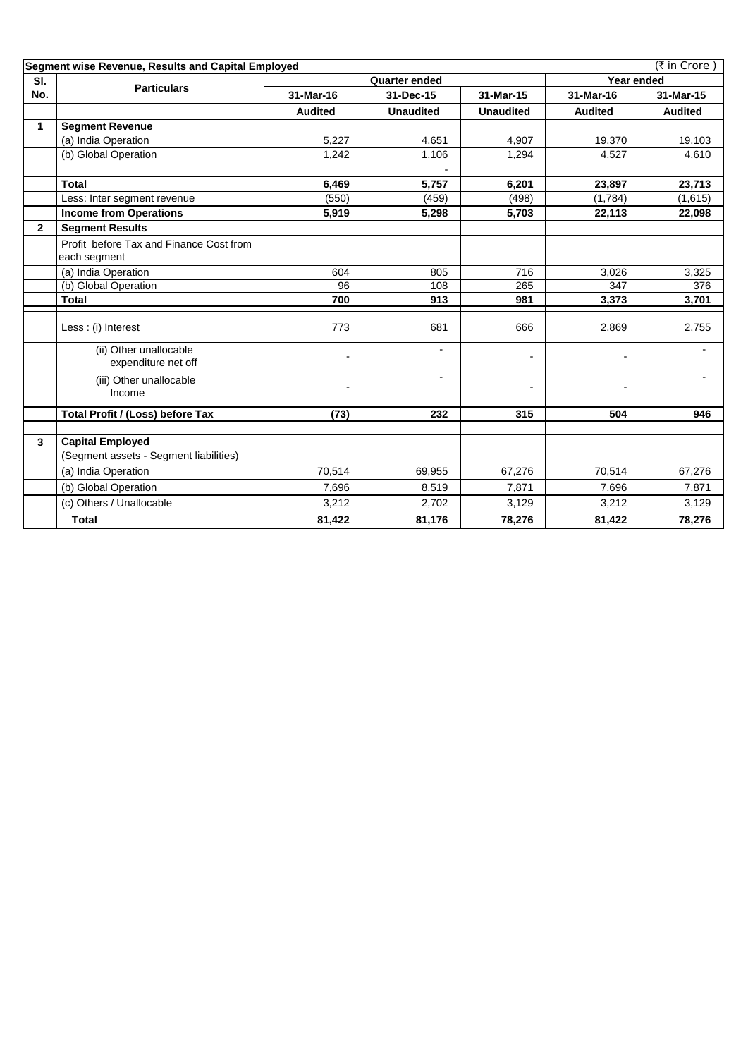**Segment wise Revenue, Results and Capital Employed** (₹ in Crore )

| Sl. No. | Particulars | Quarter ended | | | Year ended | |
|---|---|---|---|---|---|---|
| | | 31-Mar-16 | 31-Dec-15 | 31-Mar-15 | 31-Mar-16 | 31-Mar-15 |
| | | **Audited** | **Unaudited** | **Unaudited** | **Audited** | **Audited** |
| **1** | **Segment Revenue** | | | | | |
| | (a) India Operation | 5,227 | 4,651 | 4,907 | 19,370 | 19,103 |
| | (b) Global Operation | 1,242 | 1,106 | 1,294 | 4,527 | 4,610 |
| | | | - | | | |
| | **Total** | **6,469** | **5,757** | **6,201** | **23,897** | **23,713** |
| | Less: Inter segment revenue | (550) | (459) | (498) | (1,784) | (1,615) |
| | **Income from Operations** | **5,919** | **5,298** | **5,703** | **22,113** | **22,098** |
| **2** | **Segment Results** | | | | | |
| | Profit before Tax and Finance Cost from each segment | | | | | |
| | (a) India Operation | 604 | 805 | 716 | 3,026 | 3,325 |
| | (b) Global Operation | 96 | 108 | 265 | 347 | 376 |
| | **Total** | **700** | **913** | **981** | **3,373** | **3,701** |
| | Less : (i) Interest | 773 | 681 | 666 | 2,869 | 2,755 |
| | (ii) Other unallocable expenditure net off | - | - | - | - | - |
| | (iii) Other unallocable Income | - | - | - | - | - |
| | **Total Profit / (Loss) before Tax** | **(73)** | **232** | **315** | **504** | **946** |
| **3** | **Capital Employed** | | | | | |
| | (Segment assets - Segment liabilities) | | | | | |
| | (a) India Operation | 70,514 | 69,955 | 67,276 | 70,514 | 67,276 |
| | (b) Global Operation | 7,696 | 8,519 | 7,871 | 7,696 | 7,871 |
| | (c) Others / Unallocable | 3,212 | 2,702 | 3,129 | 3,212 | 3,129 |
| | **Total** | **81,422** | **81,176** | **78,276** | **81,422** | **78,276** |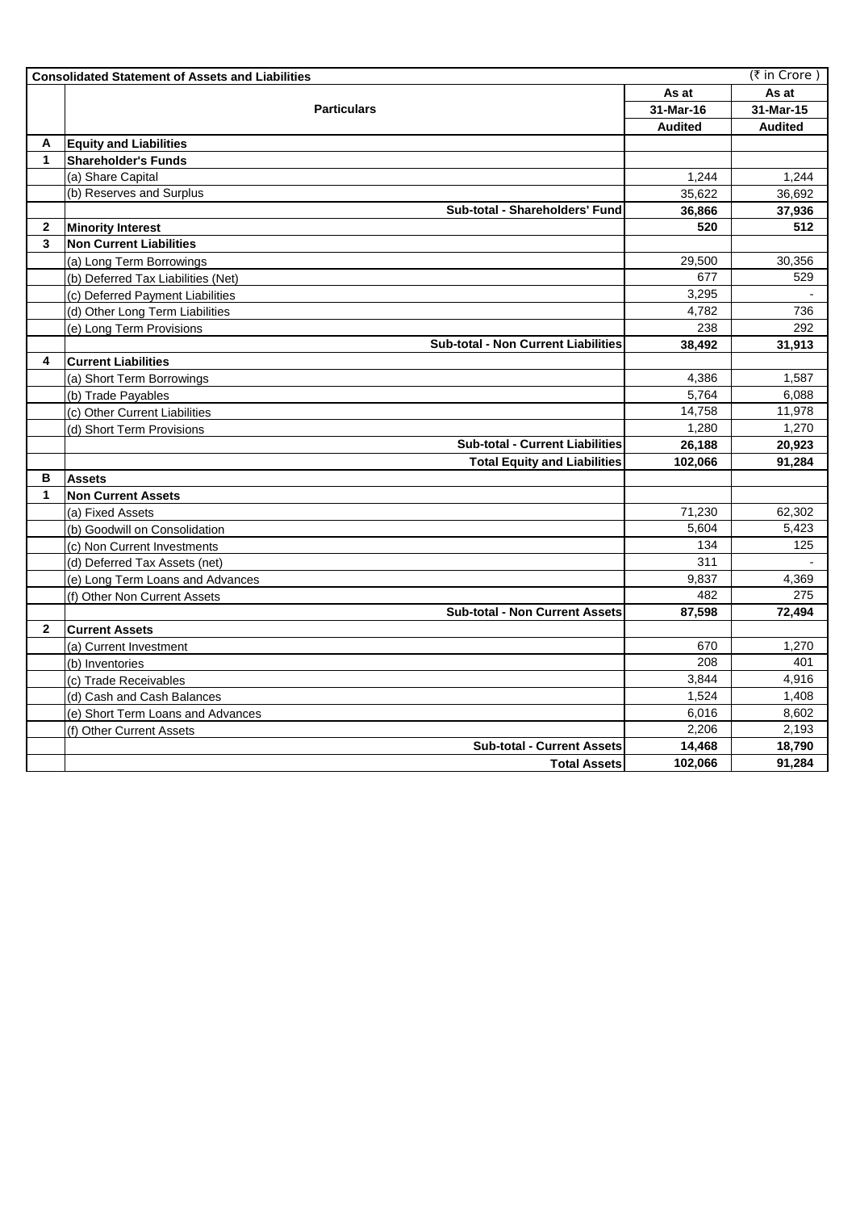| | Consolidated Statement of Assets and Liabilities | | (₹ in Crore ) |
|---|---|---|---|
| | **Particulars** | **As at 31-Mar-16 Audited** | **As at 31-Mar-15 Audited** |
| **A** | **Equity and Liabilities** | | |
| **1** | **Shareholder's Funds** | | |
| | (a) Share Capital | 1,244 | 1,244 |
| | (b) Reserves and Surplus | 35,622 | 36,692 |
| | **Sub-total - Shareholders' Fund** | **36,866** | **37,936** |
| **2** | **Minority Interest** | **520** | **512** |
| **3** | **Non Current Liabilities** | | |
| | (a) Long Term Borrowings | 29,500 | 30,356 |
| | (b) Deferred Tax Liabilities (Net) | 677 | 529 |
| | (c) Deferred Payment Liabilities | 3,295 | - |
| | (d) Other Long Term Liabilities | 4,782 | 736 |
| | (e) Long Term Provisions | 238 | 292 |
| | **Sub-total - Non Current Liabilities** | **38,492** | **31,913** |
| **4** | **Current Liabilities** | | |
| | (a) Short Term Borrowings | 4,386 | 1,587 |
| | (b) Trade Payables | 5,764 | 6,088 |
| | (c) Other Current Liabilities | 14,758 | 11,978 |
| | (d) Short Term Provisions | 1,280 | 1,270 |
| | **Sub-total - Current Liabilities** | **26,188** | **20,923** |
| | **Total Equity and Liabilities** | **102,066** | **91,284** |
| **B** | **Assets** | | |
| **1** | **Non Current Assets** | | |
| | (a) Fixed Assets | 71,230 | 62,302 |
| | (b) Goodwill on Consolidation | 5,604 | 5,423 |
| | (c) Non Current Investments | 134 | 125 |
| | (d) Deferred Tax Assets (net) | 311 | - |
| | (e) Long Term Loans and Advances | 9,837 | 4,369 |
| | (f) Other Non Current Assets | 482 | 275 |
| | **Sub-total - Non Current Assets** | **87,598** | **72,494** |
| **2** | **Current Assets** | | |
| | (a) Current Investment | 670 | 1,270 |
| | (b) Inventories | 208 | 401 |
| | (c) Trade Receivables | 3,844 | 4,916 |
| | (d) Cash and Cash Balances | 1,524 | 1,408 |
| | (e) Short Term Loans and Advances | 6,016 | 8,602 |
| | (f) Other Current Assets | 2,206 | 2,193 |
| | **Sub-total - Current Assets** | **14,468** | **18,790** |
| | **Total Assets** | **102,066** | **91,284** |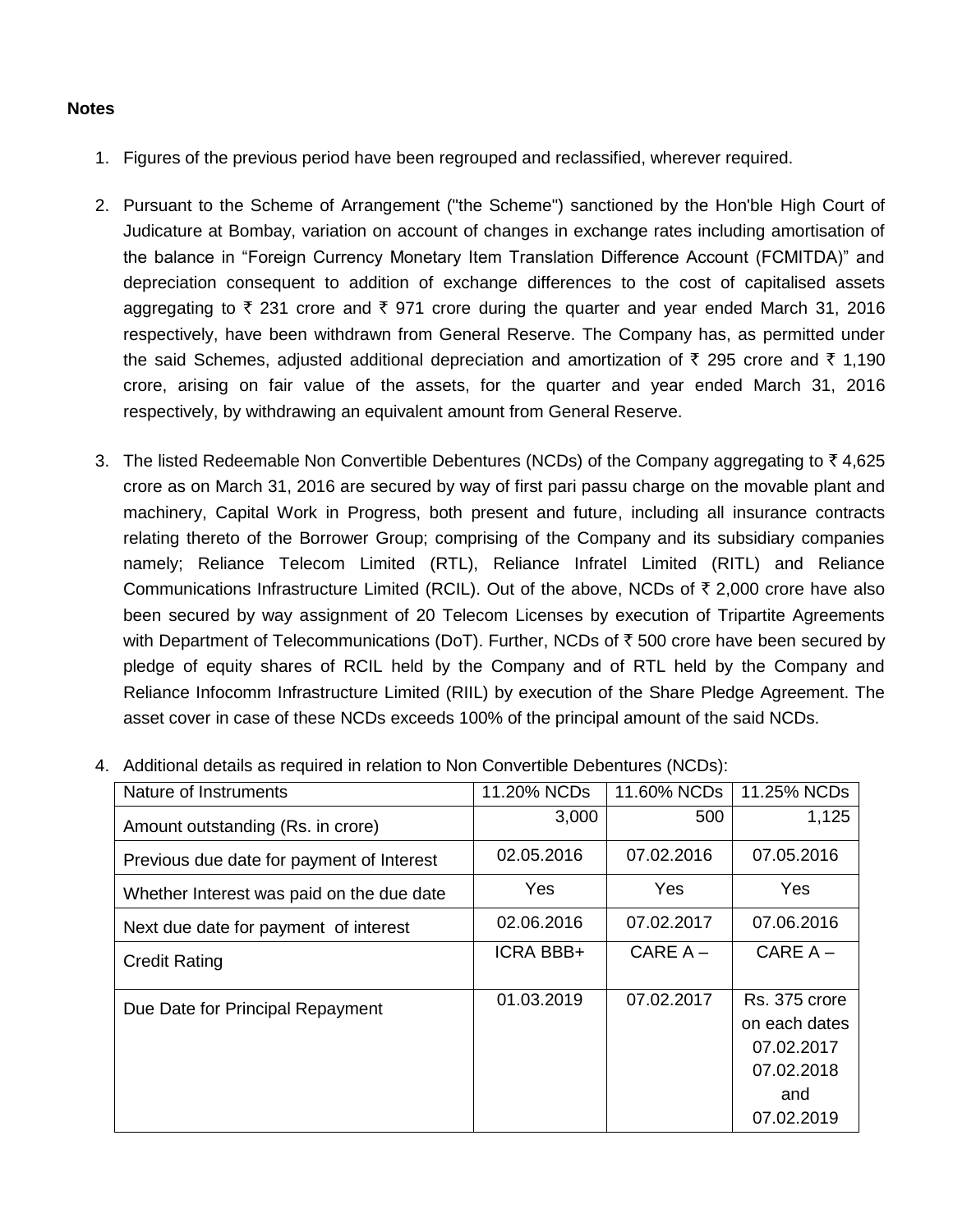**Notes**

1. Figures of the previous period have been regrouped and reclassified, wherever required.

2. Pursuant to the Scheme of Arrangement ("the Scheme") sanctioned by the Hon'ble High Court of Judicature at Bombay, variation on account of changes in exchange rates including amortisation of the balance in "Foreign Currency Monetary Item Translation Difference Account (FCMITDA)" and depreciation consequent to addition of exchange differences to the cost of capitalised assets aggregating to ₹ 231 crore and ₹ 971 crore during the quarter and year ended March 31, 2016 respectively, have been withdrawn from General Reserve. The Company has, as permitted under the said Schemes, adjusted additional depreciation and amortization of ₹ 295 crore and ₹ 1,190 crore, arising on fair value of the assets, for the quarter and year ended March 31, 2016 respectively, by withdrawing an equivalent amount from General Reserve.

3. The listed Redeemable Non Convertible Debentures (NCDs) of the Company aggregating to ₹ 4,625 crore as on March 31, 2016 are secured by way of first pari passu charge on the movable plant and machinery, Capital Work in Progress, both present and future, including all insurance contracts relating thereto of the Borrower Group; comprising of the Company and its subsidiary companies namely; Reliance Telecom Limited (RTL), Reliance Infratel Limited (RITL) and Reliance Communications Infrastructure Limited (RCIL). Out of the above, NCDs of ₹ 2,000 crore have also been secured by way assignment of 20 Telecom Licenses by execution of Tripartite Agreements with Department of Telecommunications (DoT). Further, NCDs of ₹ 500 crore have been secured by pledge of equity shares of RCIL held by the Company and of RTL held by the Company and Reliance Infocomm Infrastructure Limited (RIIL) by execution of the Share Pledge Agreement. The asset cover in case of these NCDs exceeds 100% of the principal amount of the said NCDs.

4. Additional details as required in relation to Non Convertible Debentures (NCDs):

| Nature of Instruments | 11.20% NCDs | 11.60% NCDs | 11.25% NCDs |
|---|---|---|---|
| Amount outstanding (Rs. in crore) | 3,000 | 500 | 1,125 |
| Previous due date for payment of Interest | 02.05.2016 | 07.02.2016 | 07.05.2016 |
| Whether Interest was paid on the due date | Yes | Yes | Yes |
| Next due date for payment of interest | 02.06.2016 | 07.02.2017 | 07.06.2016 |
| Credit Rating | ICRA BBB+ | CARE A – | CARE A – |
| Due Date for Principal Repayment | 01.03.2019 | 07.02.2017 | Rs. 375 crore on each dates 07.02.2017 07.02.2018 and 07.02.2019 |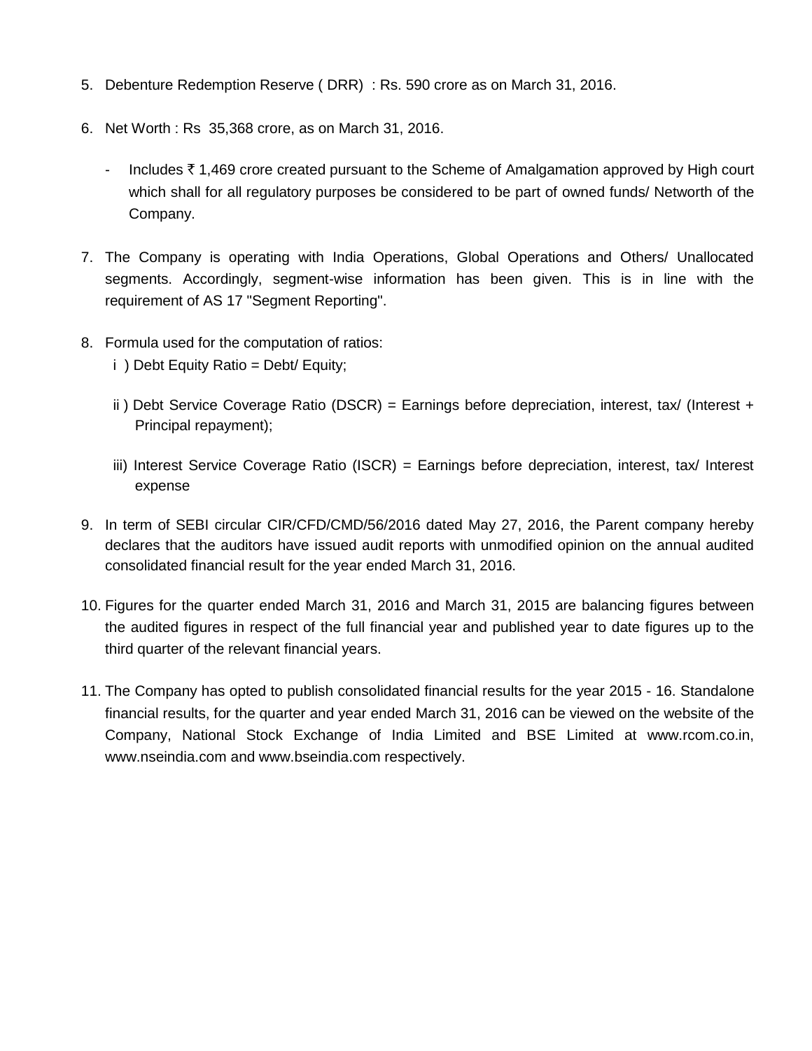5. Debenture Redemption Reserve ( DRR) : Rs. 590 crore as on March 31, 2016.

6. Net Worth : Rs 35,368 crore, as on March 31, 2016.

   - Includes ₹ 1,469 crore created pursuant to the Scheme of Amalgamation approved by High court which shall for all regulatory purposes be considered to be part of owned funds/ Networth of the Company.

7. The Company is operating with India Operations, Global Operations and Others/ Unallocated segments. Accordingly, segment-wise information has been given. This is in line with the requirement of AS 17 "Segment Reporting".

8. Formula used for the computation of ratios:

   i ) Debt Equity Ratio = Debt/ Equity;

   ii ) Debt Service Coverage Ratio (DSCR) = Earnings before depreciation, interest, tax/ (Interest + Principal repayment);

   iii) Interest Service Coverage Ratio (ISCR) = Earnings before depreciation, interest, tax/ Interest expense

9. In term of SEBI circular CIR/CFD/CMD/56/2016 dated May 27, 2016, the Parent company hereby declares that the auditors have issued audit reports with unmodified opinion on the annual audited consolidated financial result for the year ended March 31, 2016.

10. Figures for the quarter ended March 31, 2016 and March 31, 2015 are balancing figures between the audited figures in respect of the full financial year and published year to date figures up to the third quarter of the relevant financial years.

11. The Company has opted to publish consolidated financial results for the year 2015 - 16. Standalone financial results, for the quarter and year ended March 31, 2016 can be viewed on the website of the Company, National Stock Exchange of India Limited and BSE Limited at www.rcom.co.in, www.nseindia.com and www.bseindia.com respectively.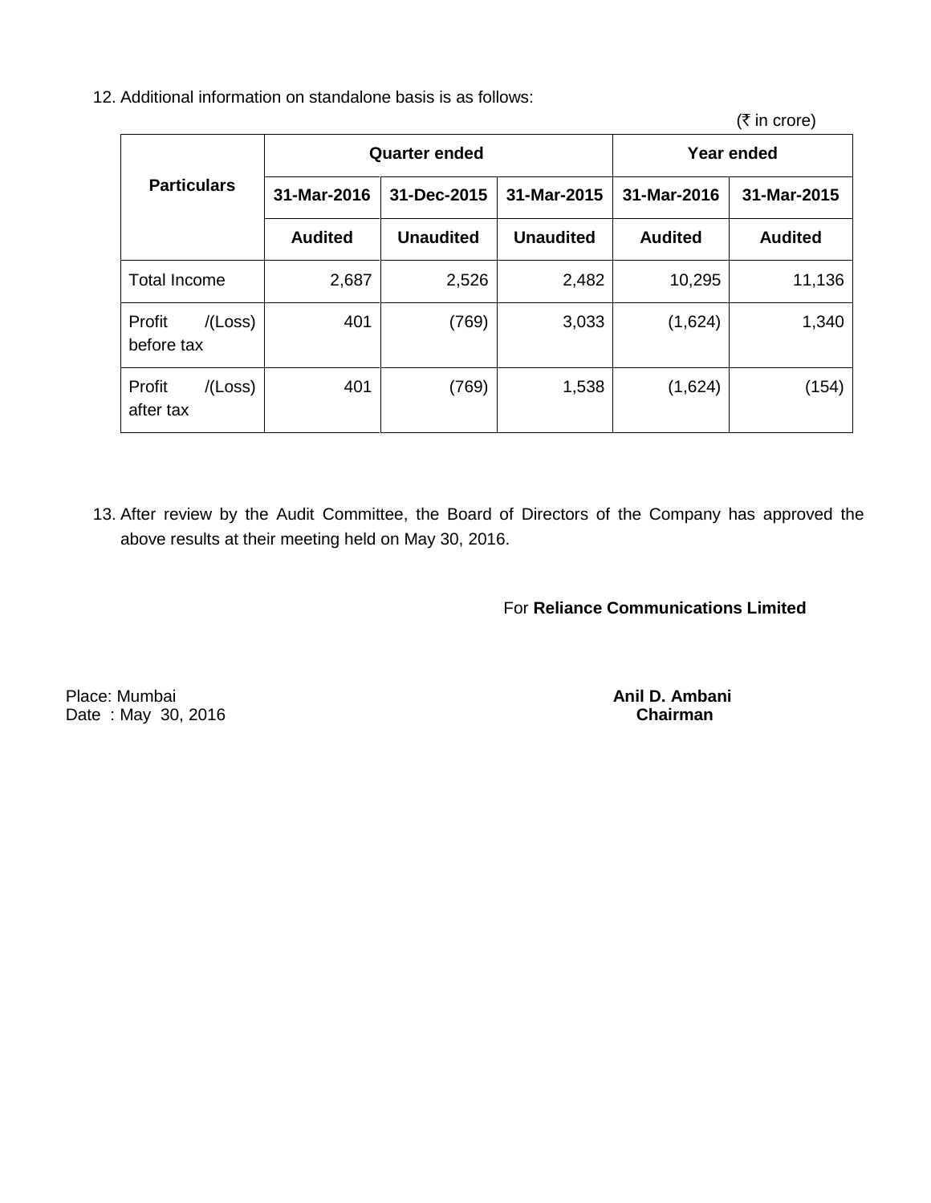12. Additional information on standalone basis is as follows:

(₹ in crore)

| Particulars | Quarter ended | | | Year ended | |
|---|---|---|---|---|---|
| | 31-Mar-2016 | 31-Dec-2015 | 31-Mar-2015 | 31-Mar-2016 | 31-Mar-2015 |
| | Audited | Unaudited | Unaudited | Audited | Audited |
| Total Income | 2,687 | 2,526 | 2,482 | 10,295 | 11,136 |
| Profit /(Loss) before tax | 401 | (769) | 3,033 | (1,624) | 1,340 |
| Profit /(Loss) after tax | 401 | (769) | 1,538 | (1,624) | (154) |

13. After review by the Audit Committee, the Board of Directors of the Company has approved the above results at their meeting held on May 30, 2016.

For **Reliance Communications Limited**

Place: Mumbai
Date : May 30, 2016

**Anil D. Ambani**
**Chairman**